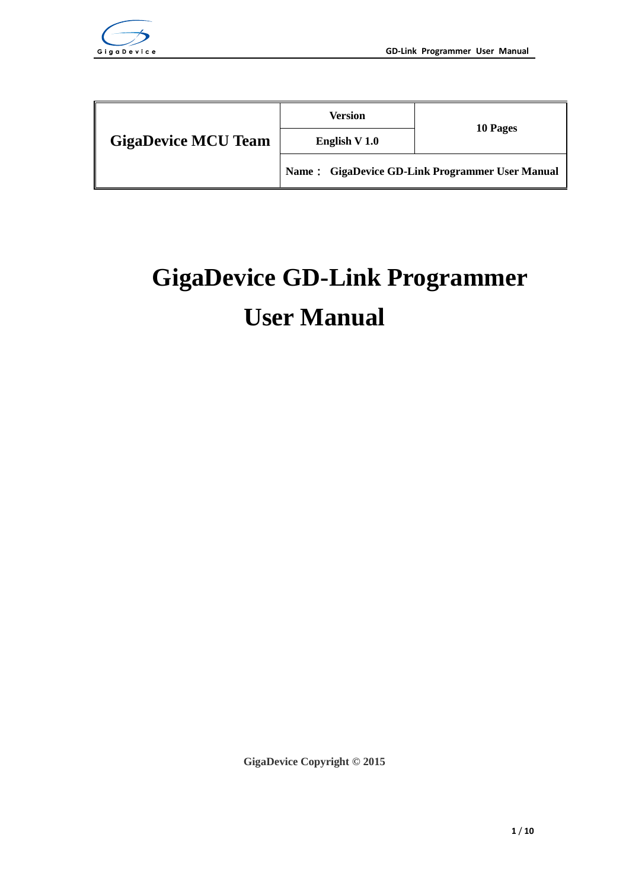| GigaDevice MCU Team | Version | 10 Pages |
|---|---|---|
| | English V 1.0 | |
| | Name： GigaDevice GD-Link Programmer User Manual | |

# GigaDevice GD-Link Programmer User Manual

**GigaDevice Copyright © 2015**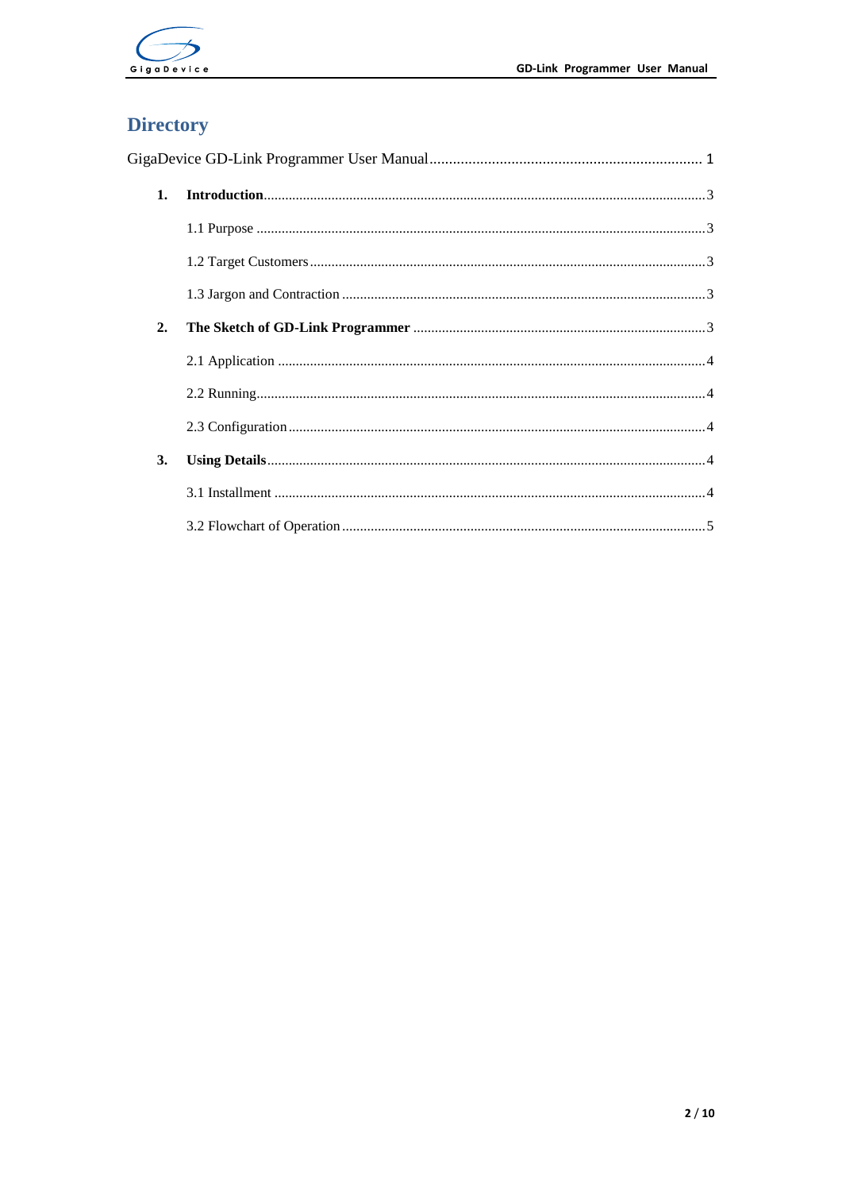# Directory

GigaDevice GD-Link Programmer User Manual ........................................................................ 1

**1. Introduction** ........................................................................................................................ 3

1.1 Purpose .......................................................................................................................... 3

1.2 Target Customers .......................................................................................................... 3

1.3 Jargon and Contraction .................................................................................................. 3

**2. The Sketch of GD-Link Programmer** ................................................................................ 3

2.1 Application ...................................................................................................................... 4

2.2 Running.......................................................................................................................... 4

2.3 Configuration .................................................................................................................. 4

**3. Using Details** ........................................................................................................................ 4

3.1 Installment ...................................................................................................................... 4

3.2 Flowchart of Operation ................................................................................................... 5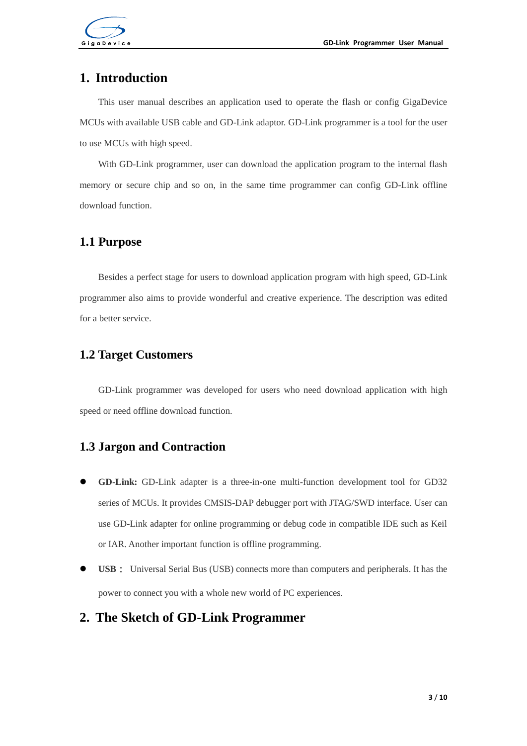# 1. Introduction

This user manual describes an application used to operate the flash or config GigaDevice MCUs with available USB cable and GD-Link adaptor. GD-Link programmer is a tool for the user to use MCUs with high speed.

With GD-Link programmer, user can download the application program to the internal flash memory or secure chip and so on, in the same time programmer can config GD-Link offline download function.

## 1.1 Purpose

Besides a perfect stage for users to download application program with high speed, GD-Link programmer also aims to provide wonderful and creative experience. The description was edited for a better service.

## 1.2 Target Customers

GD-Link programmer was developed for users who need download application with high speed or need offline download function.

## 1.3 Jargon and Contraction

- **GD-Link:** GD-Link adapter is a three-in-one multi-function development tool for GD32 series of MCUs. It provides CMSIS-DAP debugger port with JTAG/SWD interface. User can use GD-Link adapter for online programming or debug code in compatible IDE such as Keil or IAR. Another important function is offline programming.
- **USB：** Universal Serial Bus (USB) connects more than computers and peripherals. It has the power to connect you with a whole new world of PC experiences.

# 2. The Sketch of GD-Link Programmer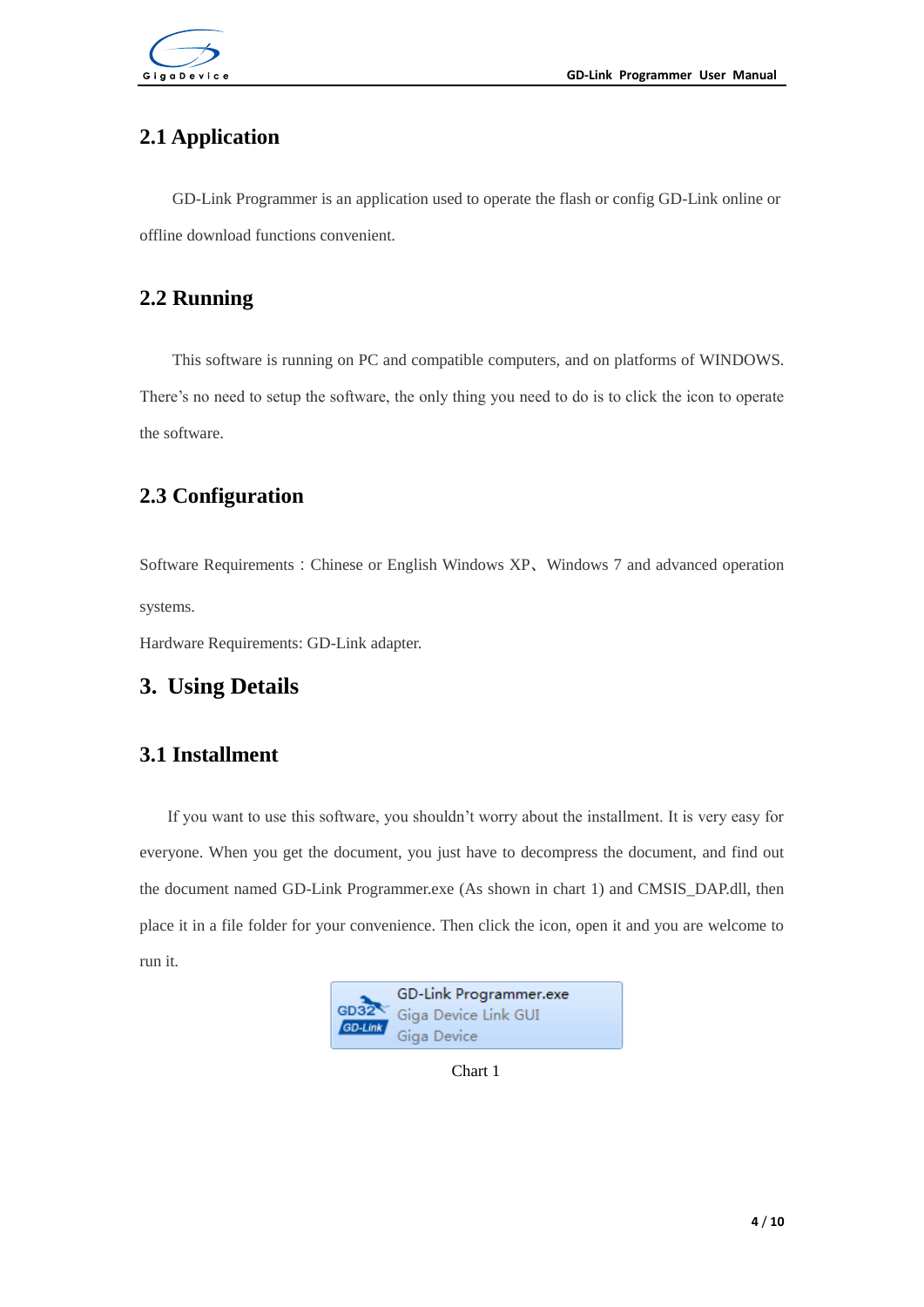## 2.1 Application

GD-Link Programmer is an application used to operate the flash or config GD-Link online or offline download functions convenient.

## 2.2 Running

This software is running on PC and compatible computers, and on platforms of WINDOWS. There's no need to setup the software, the only thing you need to do is to click the icon to operate the software.

## 2.3 Configuration

Software Requirements：Chinese or English Windows XP、Windows 7 and advanced operation systems.

Hardware Requirements: GD-Link adapter.

# 3. Using Details

## 3.1 Installment

If you want to use this software, you shouldn't worry about the installment. It is very easy for everyone. When you get the document, you just have to decompress the document, and find out the document named GD-Link Programmer.exe (As shown in chart 1) and CMSIS_DAP.dll, then place it in a file folder for your convenience. Then click the icon, open it and you are welcome to run it.

GD-Link Programmer.exe
Giga Device Link GUI
Giga Device

Chart 1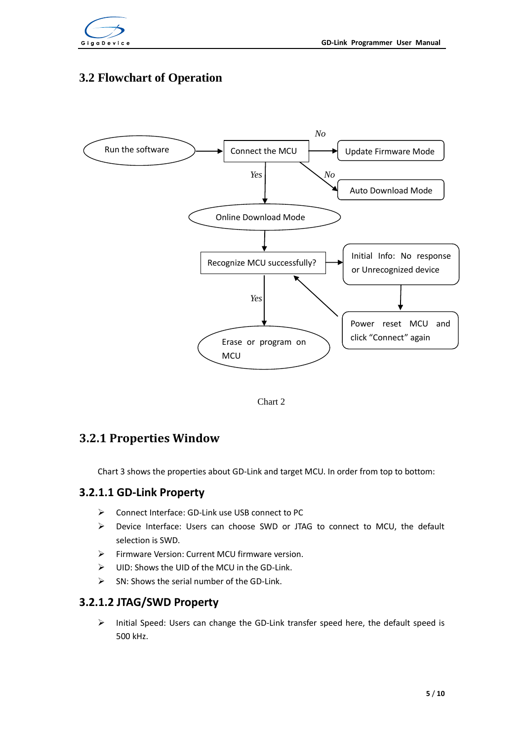## 3.2 Flowchart of Operation

Run the software → Connect the MCU

Connect the MCU —No→ Update Firmware Mode

Connect the MCU —No→ Auto Download Mode

Connect the MCU —Yes→ Online Download Mode

Online Download Mode → Recognize MCU successfully?

Recognize MCU successfully? → Initial Info: No response or Unrecognized device

Initial Info: No response or Unrecognized device → Power reset MCU and click "Connect" again

Power reset MCU and click "Connect" again → Recognize MCU successfully?

Recognize MCU successfully? —Yes→ Erase or program on MCU

Chart 2

### 3.2.1 Properties Window

Chart 3 shows the properties about GD-Link and target MCU. In order from top to bottom:

#### 3.2.1.1 GD-Link Property

- Connect Interface: GD-Link use USB connect to PC
- Device Interface: Users can choose SWD or JTAG to connect to MCU, the default selection is SWD.
- Firmware Version: Current MCU firmware version.
- UID: Shows the UID of the MCU in the GD-Link.
- SN: Shows the serial number of the GD-Link.

#### 3.2.1.2 JTAG/SWD Property

- Initial Speed: Users can change the GD-Link transfer speed here, the default speed is 500 kHz.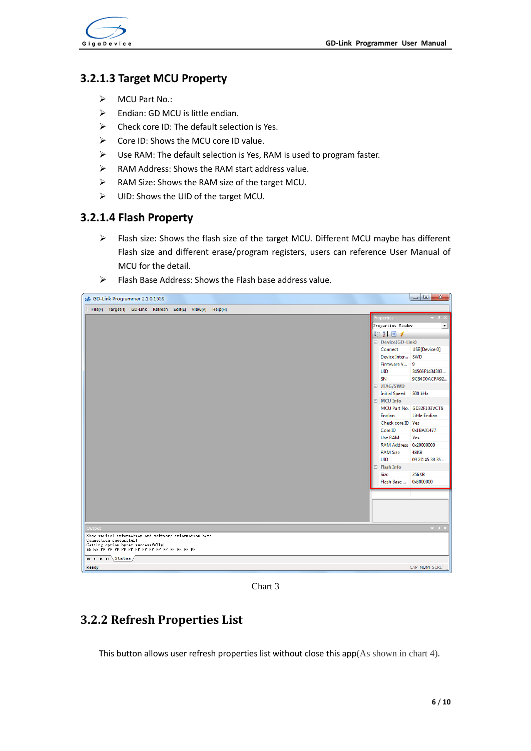### 3.2.1.3 Target MCU Property

- MCU Part No.:
- Endian: GD MCU is little endian.
- Check core ID: The default selection is Yes.
- Core ID: Shows the MCU core ID value.
- Use RAM: The default selection is Yes, RAM is used to program faster.
- RAM Address: Shows the RAM start address value.
- RAM Size: Shows the RAM size of the target MCU.
- UID: Shows the UID of the target MCU.

### 3.2.1.4 Flash Property

- Flash size: Shows the flash size of the target MCU. Different MCU maybe has different Flash size and different erase/program registers, users can reference User Manual of MCU for the detail.
- Flash Base Address: Shows the Flash base address value.

Chart 3

## 3.2.2 Refresh Properties List

This button allows user refresh properties list without close this app(As shown in chart 4).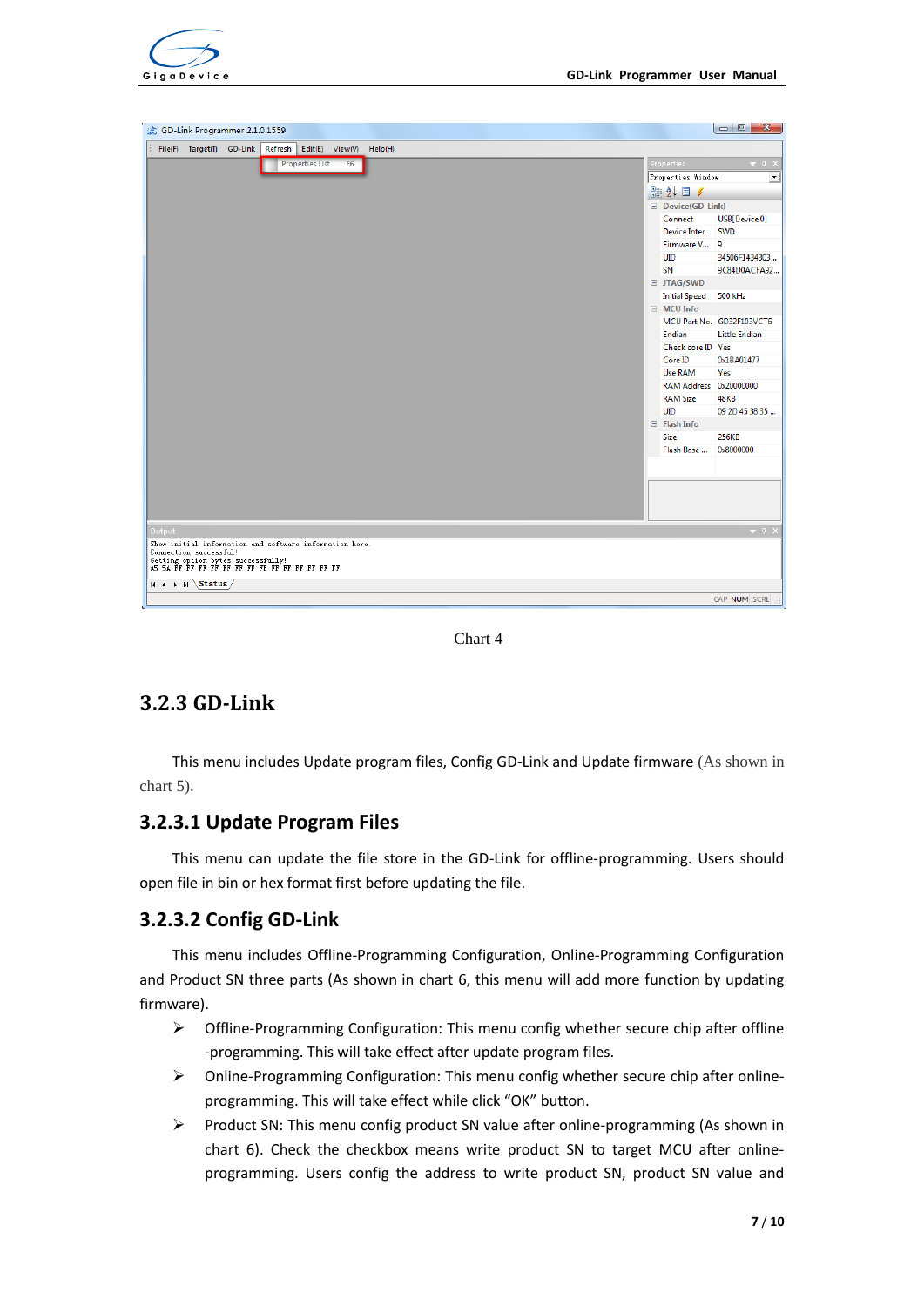Chart 4

## 3.2.3 GD-Link

This menu includes Update program files, Config GD-Link and Update firmware (As shown in chart 5).

### 3.2.3.1 Update Program Files

This menu can update the file store in the GD-Link for offline-programming. Users should open file in bin or hex format first before updating the file.

### 3.2.3.2 Config GD-Link

This menu includes Offline-Programming Configuration, Online-Programming Configuration and Product SN three parts (As shown in chart 6, this menu will add more function by updating firmware).

- Offline-Programming Configuration: This menu config whether secure chip after offline -programming. This will take effect after update program files.
- Online-Programming Configuration: This menu config whether secure chip after online-programming. This will take effect while click “OK” button.
- Product SN: This menu config product SN value after online-programming (As shown in chart 6). Check the checkbox means write product SN to target MCU after online-programming. Users config the address to write product SN, product SN value and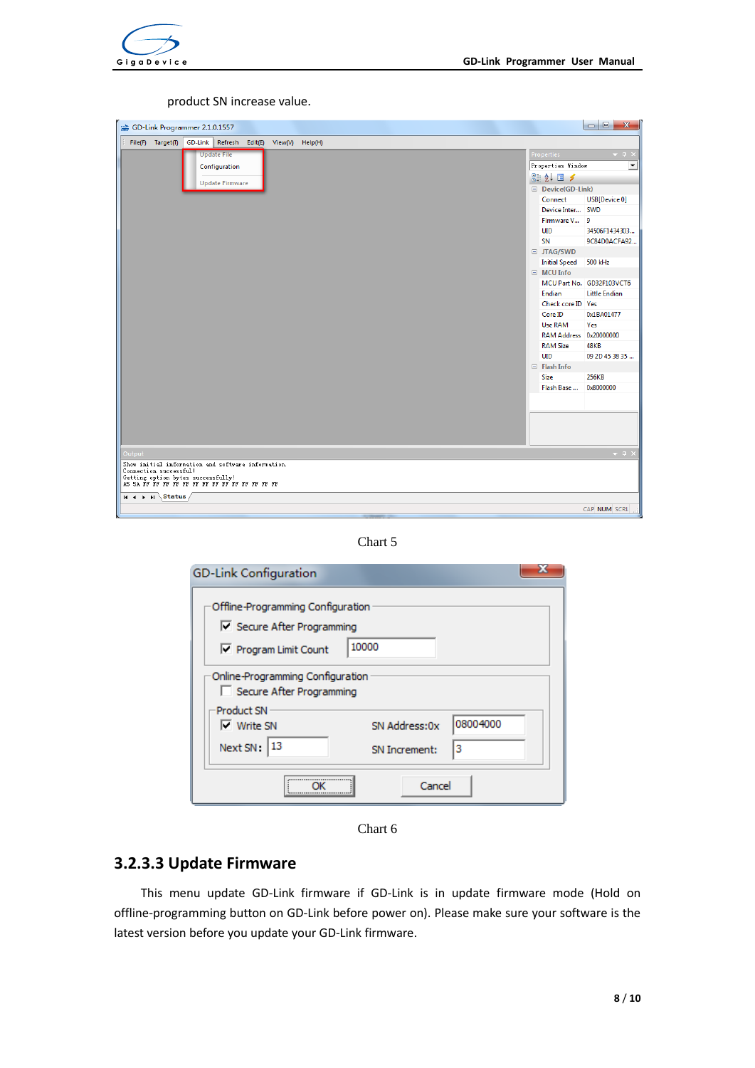product SN increase value.

Chart 5

Chart 6

### 3.2.3.3 Update Firmware

This menu update GD-Link firmware if GD-Link is in update firmware mode (Hold on offline-programming button on GD-Link before power on). Please make sure your software is the latest version before you update your GD-Link firmware.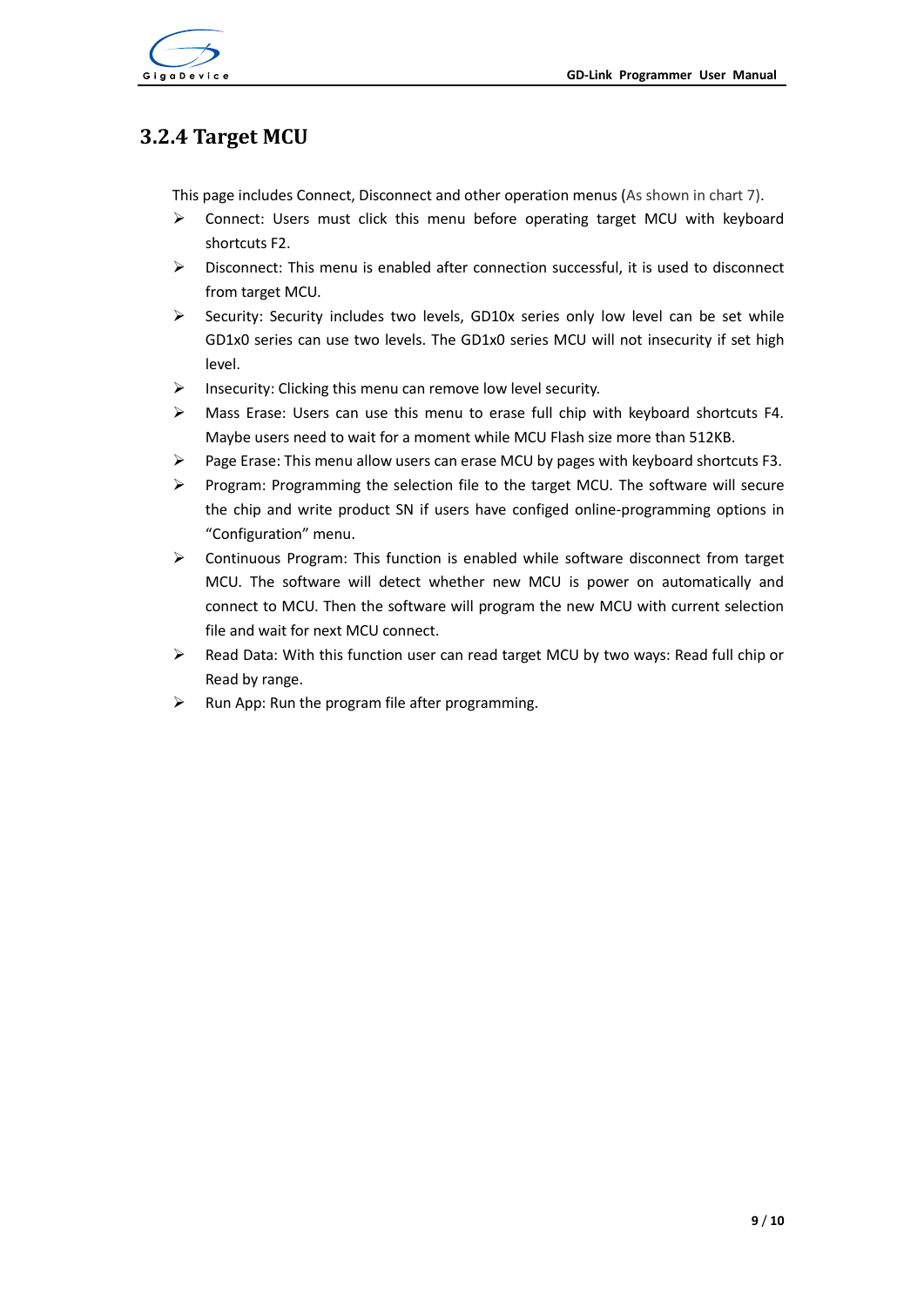### 3.2.4 Target MCU

This page includes Connect, Disconnect and other operation menus (As shown in chart 7).

- Connect: Users must click this menu before operating target MCU with keyboard shortcuts F2.
- Disconnect: This menu is enabled after connection successful, it is used to disconnect from target MCU.
- Security: Security includes two levels, GD10x series only low level can be set while GD1x0 series can use two levels. The GD1x0 series MCU will not insecurity if set high level.
- Insecurity: Clicking this menu can remove low level security.
- Mass Erase: Users can use this menu to erase full chip with keyboard shortcuts F4. Maybe users need to wait for a moment while MCU Flash size more than 512KB.
- Page Erase: This menu allow users can erase MCU by pages with keyboard shortcuts F3.
- Program: Programming the selection file to the target MCU. The software will secure the chip and write product SN if users have configed online-programming options in "Configuration" menu.
- Continuous Program: This function is enabled while software disconnect from target MCU. The software will detect whether new MCU is power on automatically and connect to MCU. Then the software will program the new MCU with current selection file and wait for next MCU connect.
- Read Data: With this function user can read target MCU by two ways: Read full chip or Read by range.
- Run App: Run the program file after programming.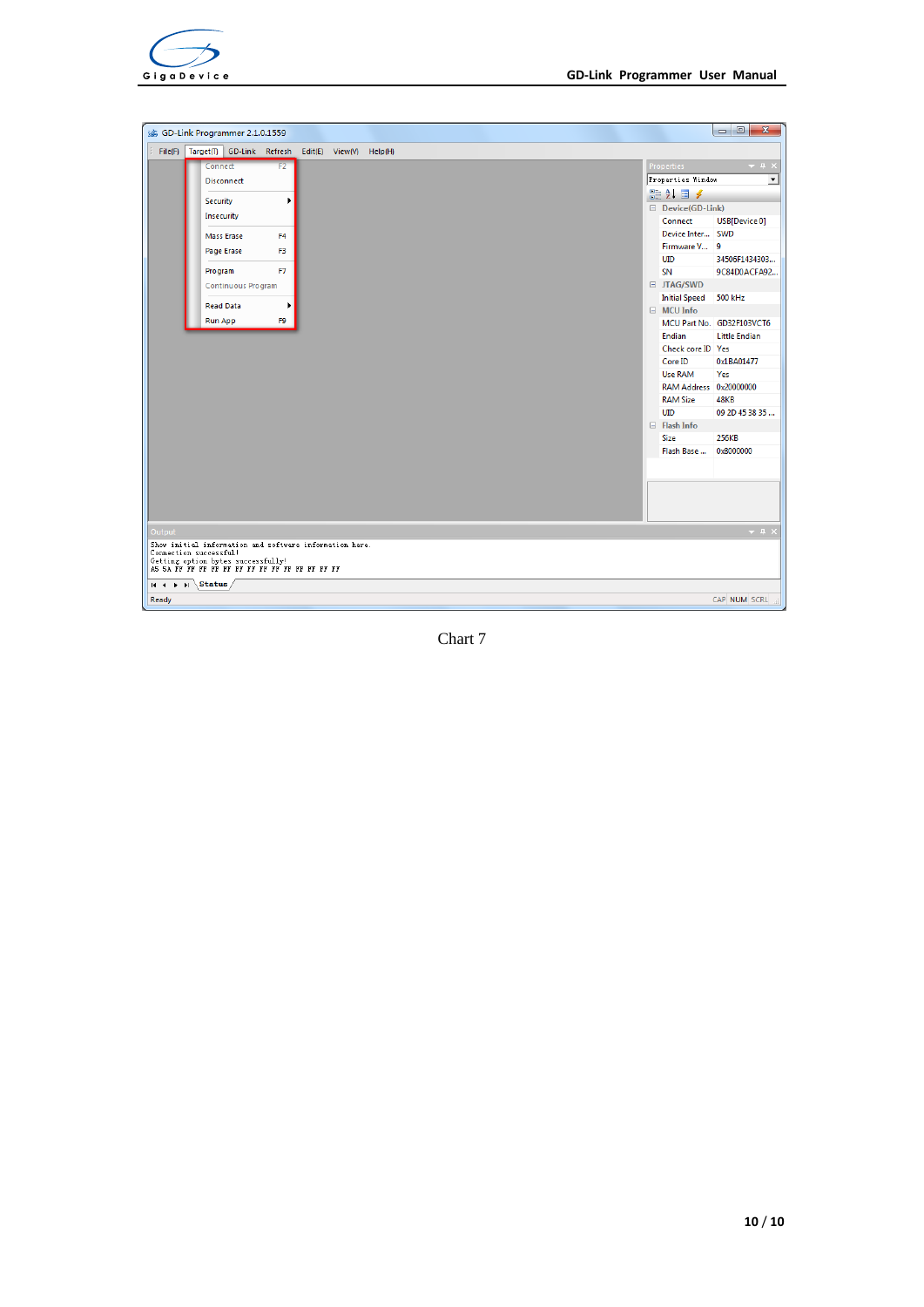Chart 7